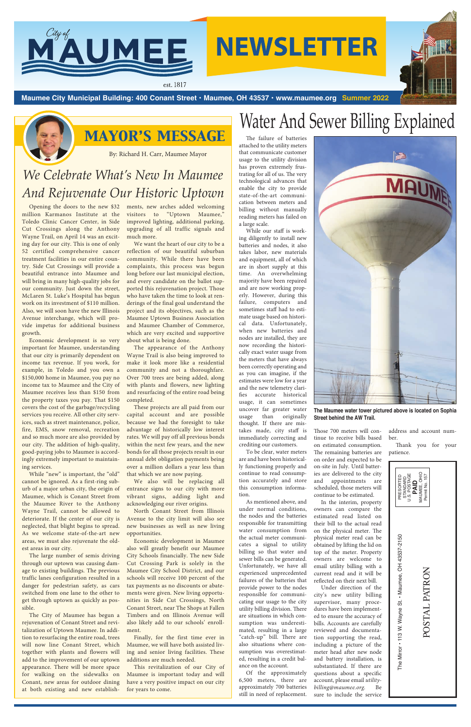# City of MAUMEE NEWSLETTER

est. 1817

**Maumee City Municipal Building: 400 Conant Street • Maumee, OH 43537 • www.maumee.org Summer 2022**

## MAYOR'S MESSAGE

By: Richard H. Carr, Maumee Mayor

### *We Celebrate What's New In Maumee And Rejuvenate Our Historic Uptown*

Opening the doors to the new $32 million Karmanos Institute at the Toledo Clinic Cancer Center, in Side Cut Crossings along the Anthony Wayne Trail, on April 14 was an exciting day for our city. This is one of only 52 certified comprehensive cancer treatment facilities in our entire country. Side Cut Crossings will provide a beautiful entrance into Maumee and will bring in many high-quality jobs for our community. Just down the street, McLaren St. Luke's Hospital has begun work on its investment of $110 million. Also, we will soon have the new Illinois Avenue interchange, which will provide impetus for additional business growth.

Economic development is so very important for Maumee, understanding that our city is primarily dependent on income tax revenue. If you work, for example, in Toledo and you own a $150,000 home in Maumee, you pay no income tax to Maumee and the City of Maumee receives less than $150 from the property taxes you pay. That $150 covers the cost of the garbage/recycling services you receive. All other city services, such as street maintenance, police, fire, EMS, snow removal, recreation and so much more are also provided by our city. The addition of high-quality, good-paying jobs to Maumee is accordingly extremely important to maintaining services.

While "new" is important, the "old" cannot be ignored. As a first-ring suburb of a major urban city, the origin of Maumee, which is Conant Street from the Maumee River to the Anthony Wayne Trail, cannot be allowed to deteriorate. If the center of our city is neglected, that blight begins to spread. As we welcome state-of-the-art new areas, we must also rejuvenate the oldest areas in our city.

The large number of semis driving through our uptown was causing damage to existing buildings. The previous traffic lanes configuration resulted in a danger for pedestrian safety, as cars switched from one lane to the other to get through uptown as quickly as possible.

The City of Maumee has begun a rejuvenation of Conant Street and revitalization of Uptown Maumee. In addition to resurfacing the entire road, trees will now line Conant Street, which together with plants and flowers will add to the improvement of our uptown appearance. There will be more space for walking on the sidewalks on Conant, new areas for outdoor dining at both existing and new establishments, new arches added welcoming visitors to "Uptown Maumee," improved lighting, additional parking, upgrading of all traffic signals and much more.

We want the heart of our city to be a reflection of our beautiful suburban community. While there have been complaints, this process was begun long before our last municipal election, and every candidate on the ballot supported this rejuvenation project. Those who have taken the time to look at renderings of the final goal understand the project and its objectives, such as the Maumee Uptown Business Association and Maumee Chamber of Commerce, which are very excited and supportive about what is being done.

The appearance of the Anthony Wayne Trail is also being improved to make it look more like a residential community and not a thoroughfare. Over 700 trees are being added, along with plants and flowers, new lighting and resurfacing of the entire road being completed.

These projects are all paid from our capital account and are possible because we had the foresight to take advantage of historically low interest rates. We will pay off all previous bonds within the next few years, and the new bonds for all those projects result in our annual debt obligation payments being over a million dollars a year less than that which we are now paying.

We also will be replacing all entrance signs to our city with more vibrant signs, adding light and acknowledging our river origins.

North Conant Street from Illinois Avenue to the city limit will also see new businesses as well as new living opportunities.

Economic development in Maumee also will greatly benefit our Maumee City Schools financially. The new Side Cut Crossing Park is solely in the Maumee City School District, and our schools will receive 100 percent of the tax payments as no discounts or abatements were given. New living opportunities in Side Cut Crossings, North Conant Street, near The Shops at Fallen Timbers and on Illinois Avenue will also likely add to our schools' enrollment.

Finally, for the first time ever in Maumee, we will have both assisted living and senior living facilities. These additions are much needed.

This revitalization of our City of Maumee is important today and will have a very positive impact on our city for years to come.

## Water And Sewer Billing Explained

The failure of batteries attached to the utility meters that communicate customer usage to the utility division has proven extremely frustrating for all of us. The very technological advances that enable the city to provide state-of-the-art communication between meters and billing without manually reading meters has failed on a large scale.

While our staff is working diligently to install new batteries and nodes, it also takes labor, new materials and equipment, all of which are in short supply at this time. An overwhelming majority have been repaired and are now working properly. However, during this failure, computers and sometimes staff had to estimate usage based on historical data. Unfortunately, when new batteries and nodes are installed, they are now recording the historically exact water usage from the meters that have always been correctly operating and as you can imagine, if the estimates were low for a year and the new telemetry clarifies accurate historical usage, it can sometimes uncover far greater water usage than originally thought. If there are mistakes made, city staff is immediately correcting and crediting our customers.

To be clear, water meters are and have been historically functioning properly and continue to read consumption accurately and store this consumption information.

As mentioned above, and under normal conditions, the nodes and the batteries responsible for transmitting water consumption from the actual meter communicates a signal to utility billing so that water and sewer bills can be generated. Unfortunately, we have all experienced unprecedented failures of the batteries that provide power to the nodes responsible for communicating our usage to the city utility billing division. There are situations in which consumption was underestimated, resulting in a large "catch-up" bill. There are also situations where consumption was overestimated, resulting in a credit balance on the account.

Of the approximately 6,500 meters, there are approximately 700 batteries still in need of replacement.

**The Maumee water tower pictured above is located on Sophia Street behind the AW Trail.**

Those 700 meters will continue to receive bills based on estimated consumption. The remaining batteries are on order and expected to be on-site in July. Until batteries are delivered to the city and appointments are scheduled, those meters will continue to be estimated.

In the interim, property owners can compare the estimated read listed on their bill to the actual read on the physical meter. The physical meter read can be obtained by lifting the lid on top of the meter. Property owners are welcome to email utility billing with a current read and it will be reflected on their next bill.

Under direction of the city's new utility billing supervisor, many procedures have been implemented to ensure the accuracy of bills. Accounts are carefully reviewed and documentation supporting the read, including a picture of the meter head after new node and battery installation, is substantiated. If there are questions about a specific account, please email *utility-billing@maumee.org.* Be sure to include the service address and account number.

Thank you for your patience.

PRESORTED STANDARD U.S. POSTAGE **PAID** MAUMEE, OHIO Permit No. 157

The Mirror • 113 W. Wayne St. • Maumee, OH 43537-2150

POSTAL PATRON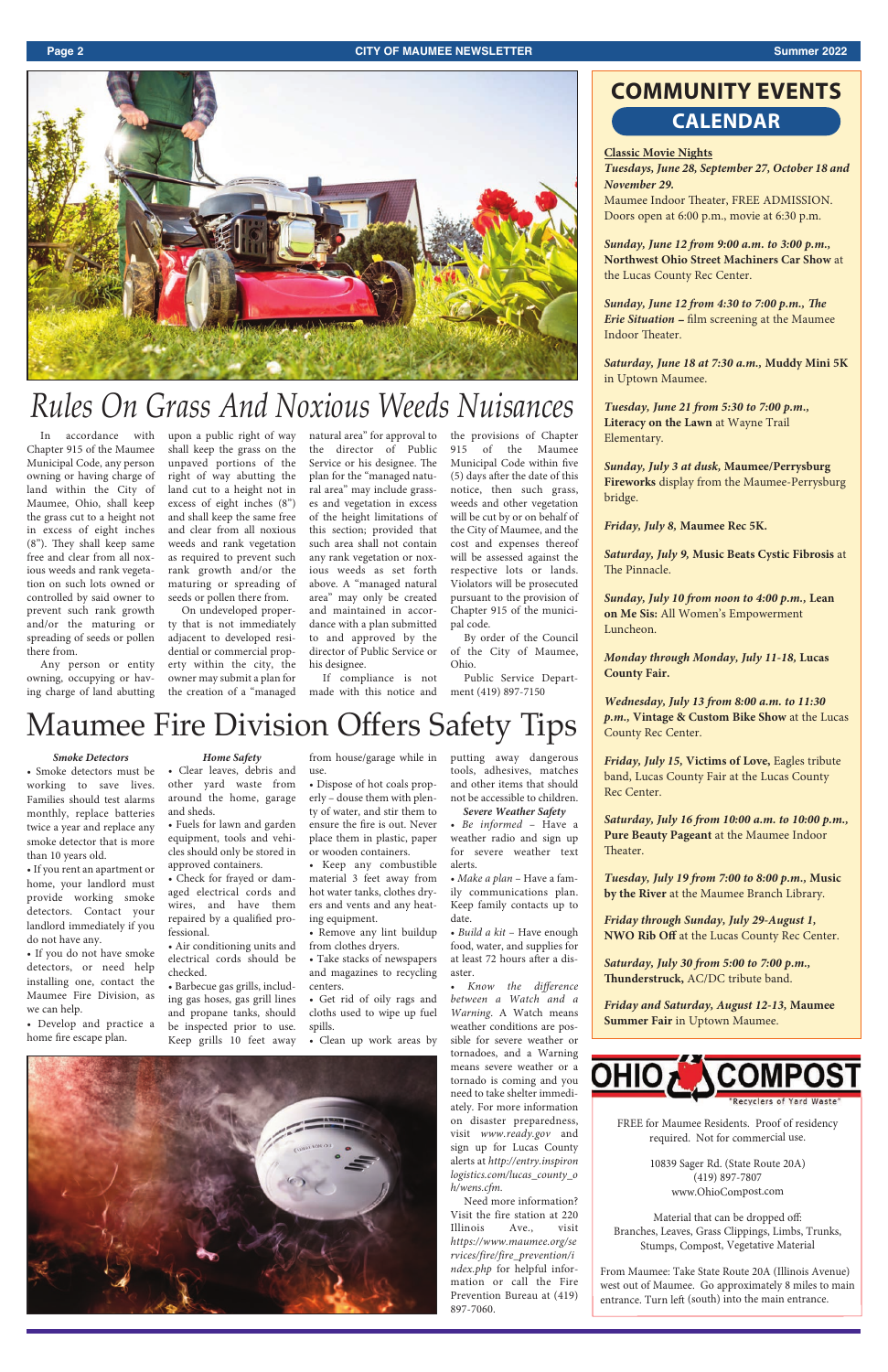# Rules On Grass And Noxious Weeds Nuisances

In accordance with Chapter 915 of the Maumee Municipal Code, any person owning or having charge of land within the City of Maumee, Ohio, shall keep the grass cut to a height not in excess of eight inches (8"). They shall keep same free and clear from all noxious weeds and rank vegetation on such lots owned or controlled by said owner to prevent such rank growth and/or the maturing or spreading of seeds or pollen there from.

Any person or entity owning, occupying or having charge of land abutting upon a public right of way shall keep the grass on the unpaved portions of the right of way abutting the land cut to a height not in excess of eight inches (8") and shall keep the same free and clear from all noxious weeds and rank vegetation as required to prevent such rank growth and/or the maturing or spreading of seeds or pollen there from.

On undeveloped property that is not immediately adjacent to developed residential or commercial property within the city, the owner may submit a plan for the creation of a "managed natural area" for approval to the director of Public Service or his designee. The plan for the "managed natural area" may include grasses and vegetation in excess of the height limitations of this section; provided that such area shall not contain any rank vegetation or noxious weeds as set forth above. A "managed natural area" may only be created and maintained in accordance with a plan submitted to and approved by the director of Public Service or his designee.

If compliance is not made with this notice and the provisions of Chapter 915 of the Maumee Municipal Code within five (5) days after the date of this notice, then such grass, weeds and other vegetation will be cut by or on behalf of the City of Maumee, and the cost and expenses thereof will be assessed against the respective lots or lands. Violators will be prosecuted pursuant to the provision of Chapter 915 of the municipal code.

By order of the Council of the City of Maumee, Ohio.

Public Service Department (419) 897-7150

# Maumee Fire Division Offers Safety Tips

***Smoke Detectors***

- Smoke detectors must be working to save lives. Families should test alarms monthly, replace batteries twice a year and replace any smoke detector that is more than 10 years old.
- If you rent an apartment or home, your landlord must provide working smoke detectors. Contact your landlord immediately if you do not have any.
- If you do not have smoke detectors, or need help installing one, contact the Maumee Fire Division, as we can help.
- Develop and practice a home fire escape plan.

***Home Safety***

- Clear leaves, debris and other yard waste from around the home, garage and sheds.
- Fuels for lawn and garden equipment, tools and vehicles should only be stored in approved containers.
- Check for frayed or damaged electrical cords and wires, and have them repaired by a qualified professional.
- Air conditioning units and electrical cords should be checked.
- Barbecue gas grills, including gas hoses, gas grill lines and propane tanks, should be inspected prior to use. Keep grills 10 feet away from house/garage while in use.
- Dispose of hot coals properly – douse them with plenty of water, and stir them to ensure the fire is out. Never place them in plastic, paper or wooden containers.
- Keep any combustible material 3 feet away from hot water tanks, clothes dryers and vents and any heating equipment.
- Remove any lint buildup from clothes dryers.
- Take stacks of newspapers and magazines to recycling centers.
- Get rid of oily rags and cloths used to wipe up fuel spills.
- Clean up work areas by putting away dangerous tools, adhesives, matches and other items that should not be accessible to children.

***Severe Weather Safety***

- *Be informed* – Have a weather radio and sign up for severe weather text alerts.
- *Make a plan* – Have a family communications plan. Keep family contacts up to date.
- *Build a kit* – Have enough food, water, and supplies for at least 72 hours after a disaster.
- *Know the difference between a Watch and a Warning.* A Watch means weather conditions are possible for severe weather or tornadoes, and a Warning means severe weather or a tornado is coming and you need to take shelter immediately. For more information on disaster preparedness, visit *www.ready.gov* and sign up for Lucas County alerts at *http://entry.inspironlogistics.com/lucas_county_oh/wens.cfm.*

Need more information? Visit the fire station at 220 Illinois Ave., visit *https://www.maumee.org/services/fire/fire_prevention/index.php* for helpful information or call the Fire Prevention Bureau at (419) 897-7060.

# COMMUNITY EVENTS CALENDAR

**Classic Movie Nights**
***Tuesdays, June 28, September 27, October 18 and November 29.***
Maumee Indoor Theater, FREE ADMISSION. Doors open at 6:00 p.m., movie at 6:30 p.m.

***Sunday, June 12 from 9:00 a.m. to 3:00 p.m.,*** **Northwest Ohio Street Machiners Car Show** at the Lucas County Rec Center.

***Sunday, June 12 from 4:30 to 7:00 p.m., The Erie Situation*** **–** film screening at the Maumee Indoor Theater.

***Saturday, June 18 at 7:30 a.m.,*** **Muddy Mini 5K** in Uptown Maumee.

***Tuesday, June 21 from 5:30 to 7:00 p.m.,*** **Literacy on the Lawn** at Wayne Trail Elementary.

***Sunday, July 3 at dusk,*** **Maumee/Perrysburg Fireworks** display from the Maumee-Perrysburg bridge.

***Friday, July 8,*** **Maumee Rec 5K.**

***Saturday, July 9,*** **Music Beats Cystic Fibrosis** at The Pinnacle.

***Sunday, July 10 from noon to 4:00 p.m.,*** **Lean on Me Sis:** All Women's Empowerment Luncheon.

***Monday through Monday, July 11-18,*** **Lucas County Fair.**

***Wednesday, July 13 from 8:00 a.m. to 11:30 p.m.,*** **Vintage & Custom Bike Show** at the Lucas County Rec Center.

***Friday, July 15,*** **Victims of Love,** Eagles tribute band, Lucas County Fair at the Lucas County Rec Center.

***Saturday, July 16 from 10:00 a.m. to 10:00 p.m.,*** **Pure Beauty Pageant** at the Maumee Indoor Theater.

***Tuesday, July 19 from 7:00 to 8:00 p.m.,*** **Music by the River** at the Maumee Branch Library.

***Friday through Sunday, July 29-August 1,*** **NWO Rib Off** at the Lucas County Rec Center.

***Saturday, July 30 from 5:00 to 7:00 p.m.,*** **Thunderstruck,** AC/DC tribute band.

***Friday and Saturday, August 12-13,*** **Maumee Summer Fair** in Uptown Maumee.

**OHIO COMPOST**
"Recyclers of Yard Waste"

FREE for Maumee Residents. Proof of residency required. Not for commercial use.

10839 Sager Rd. (State Route 20A)
(419) 897-7807
www.OhioCompost.com

Material that can be dropped off:
Branches, Leaves, Grass Clippings, Limbs, Trunks, Stumps, Compost, Vegetative Material

From Maumee: Take State Route 20A (Illinois Avenue) west out of Maumee. Go approximately 8 miles to main entrance. Turn left (south) into the main entrance.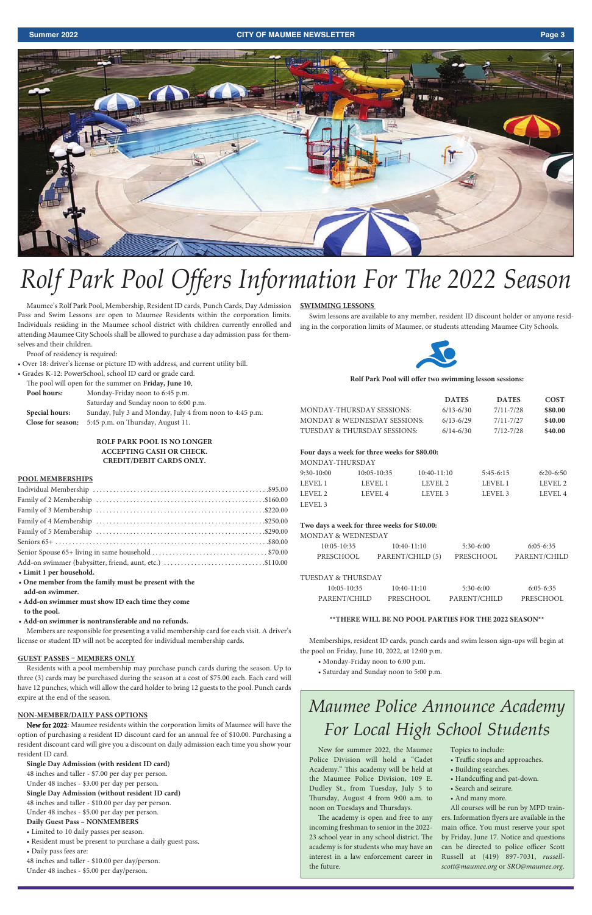# Rolf Park Pool Offers Information For The 2022 Season

Maumee's Rolf Park Pool, Membership, Resident ID cards, Punch Cards, Day Admission Pass and Swim Lessons are open to Maumee Residents within the corporation limits. Individuals residing in the Maumee school district with children currently enrolled and attending Maumee City Schools shall be allowed to purchase a day admission pass for themselves and their children.

Proof of residency is required:

- Over 18: driver's license or picture ID with address, and current utility bill.
- Grades K-12: PowerSchool, school ID card or grade card.

The pool will open for the summer on **Friday, June 10**.

**Pool hours:** Monday-Friday noon to 6:45 p.m.
Saturday and Sunday noon to 6:00 p.m.

**Special hours:** Sunday, July 3 and Monday, July 4 from noon to 4:45 p.m.

**Close for season:** 5:45 p.m. on Thursday, August 11.

**ROLF PARK POOL IS NO LONGER ACCEPTING CASH OR CHECK. CREDIT/DEBIT CARDS ONLY.**

## POOL MEMBERSHIPS

| Membership | Cost |
|---|---|
| Individual Membership | $95.00 |
| Family of 2 Membership | $160.00 |
| Family of 3 Membership | $220.00 |
| Family of 4 Membership | $250.00 |
| Family of 5 Membership | $290.00 |
| Seniors 65+ | $80.00 |
| Senior Spouse 65+ living in same household | $70.00 |
| Add-on swimmer (babysitter, friend, aunt, etc.) | $110.00 |

- **Limit 1 per household.**
- **One member from the family must be present with the add-on swimmer.**
- **Add-on swimmer must show ID each time they come to the pool.**
- **Add-on swimmer is nontransferable and no refunds.**

Members are responsible for presenting a valid membership card for each visit. A driver's license or student ID will not be accepted for individual membership cards.

## GUEST PASSES – MEMBERS ONLY

Residents with a pool membership may purchase punch cards during the season. Up to three (3) cards may be purchased during the season at a cost of $75.00 each. Each card will have 12 punches, which will allow the card holder to bring 12 guests to the pool. Punch cards expire at the end of the season.

## NON-MEMBER/DAILY PASS OPTIONS

New for 2022: Maumee residents within the corporation limits of Maumee will have the option of purchasing a resident ID discount card for an annual fee of $10.00. Purchasing a resident discount card will give you a discount on daily admission each time you show your resident ID card.

**Single Day Admission (with resident ID card)**
48 inches and taller - $7.00 per day per person.
Under 48 inches - $3.00 per day per person.

**Single Day Admission (without resident ID card)**
48 inches and taller - $10.00 per day per person.
Under 48 inches - $5.00 per day per person.

**Daily Guest Pass – NONMEMBERS**

- Limited to 10 daily passes per season.
- Resident must be present to purchase a daily guest pass.
- Daily pass fees are:

48 inches and taller - $10.00 per day/person.
Under 48 inches - $5.00 per day/person.

## SWIMMING LESSONS

Swim lessons are available to any member, resident ID discount holder or anyone residing in the corporation limits of Maumee, or students attending Maumee City Schools.

**Rolf Park Pool will offer two swimming lesson sessions:**

| | DATES | DATES | COST |
|---|---|---|---|
| MONDAY-THURSDAY SESSIONS: | 6/13-6/30 | 7/11-7/28 | **$80.00** |
| MONDAY & WEDNESDAY SESSIONS: | 6/13-6/29 | 7/11-7/27 | **$40.00** |
| TUESDAY & THURSDAY SESSIONS: | 6/14-6/30 | 7/12-7/28 | **$40.00** |

**Four days a week for three weeks for $80.00:**

MONDAY-THURSDAY

| 9:30-10:00 | 10:05-10:35 | 10:40-11:10 | 5:45-6:15 | 6:20-6:50 |
|---|---|---|---|---|
| LEVEL 1 | LEVEL 1 | LEVEL 2 | LEVEL 1 | LEVEL 2 |
| LEVEL 2 | LEVEL 4 | LEVEL 3 | LEVEL 3 | LEVEL 4 |
| LEVEL 3 | | | | |

**Two days a week for three weeks for $40.00:**

MONDAY & WEDNESDAY

| 10:05-10:35 | 10:40-11:10 | 5:30-6:00 | 6:05-6:35 |
|---|---|---|---|
| PRESCHOOL | PARENT/CHILD (5) | PRESCHOOL | PARENT/CHILD |

TUESDAY & THURSDAY

| 10:05-10:35 | 10:40-11:10 | 5:30-6:00 | 6:05-6:35 |
|---|---|---|---|
| PARENT/CHILD | PRESCHOOL | PARENT/CHILD | PRESCHOOL |

**\*\*THERE WILL BE NO POOL PARTIES FOR THE 2022 SEASON\*\***

Memberships, resident ID cards, punch cards and swim lesson sign-ups will begin at the pool on Friday, June 10, 2022, at 12:00 p.m.

- Monday-Friday noon to 6:00 p.m.
- Saturday and Sunday noon to 5:00 p.m.

# Maumee Police Announce Academy For Local High School Students

New for summer 2022, the Maumee Police Division will hold a "Cadet Academy." This academy will be held at the Maumee Police Division, 109 E. Dudley St., from Tuesday, July 5 to Thursday, August 4 from 9:00 a.m. to noon on Tuesdays and Thursdays.

The academy is open and free to any incoming freshman to senior in the 2022-23 school year in any school district. The academy is for students who may have an interest in a law enforcement career in the future.

Topics to include:

- Traffic stops and approaches.
- Building searches.
- Handcuffing and pat-down.
- Search and seizure.
- And many more.

All courses will be run by MPD trainers. Information flyers are available in the main office. You must reserve your spot by Friday, June 17. Notice and questions can be directed to police officer Scott Russell at (419) 897-7031, *russell-scott@maumee.org* or *SRO@maumee.org*.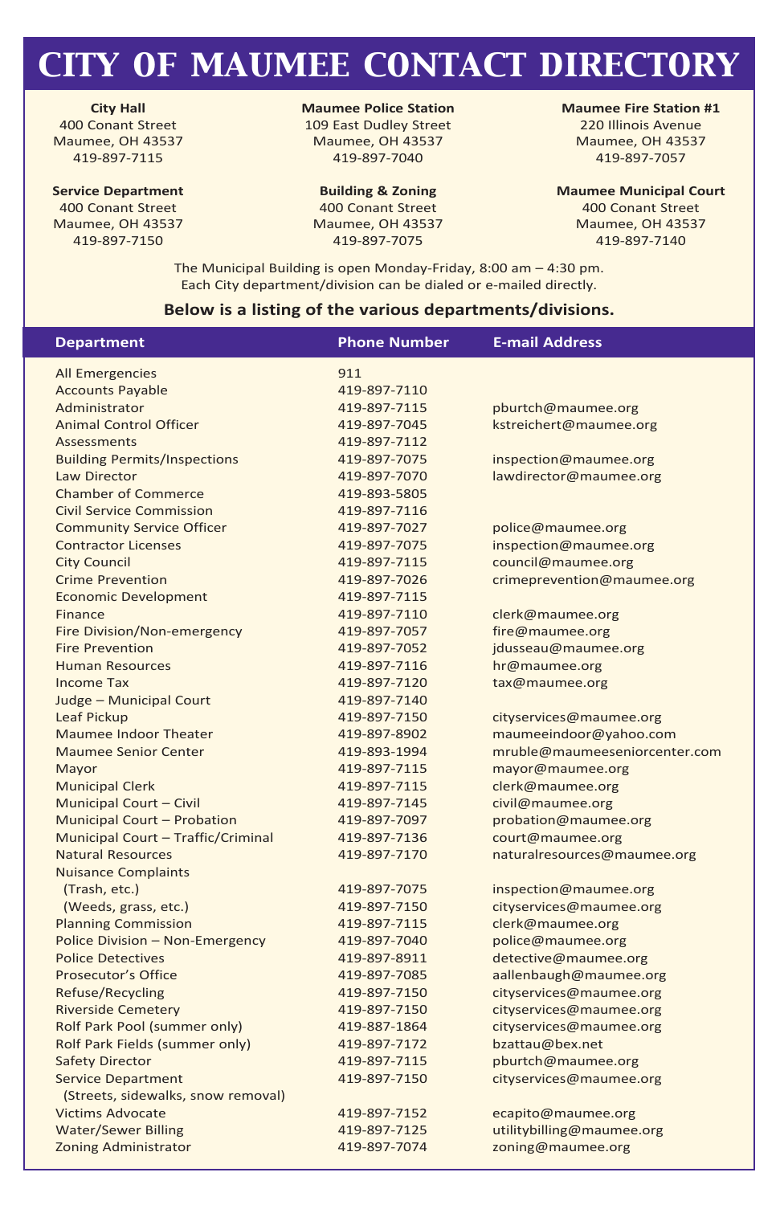# CITY OF MAUMEE CONTACT DIRECTORY

**City Hall**
400 Conant Street
Maumee, OH 43537
419-897-7115

**Maumee Police Station**
109 East Dudley Street
Maumee, OH 43537
419-897-7040

**Maumee Fire Station #1**
220 Illinois Avenue
Maumee, OH 43537
419-897-7057

**Service Department**
400 Conant Street
Maumee, OH 43537
419-897-7150

**Building & Zoning**
400 Conant Street
Maumee, OH 43537
419-897-7075

**Maumee Municipal Court**
400 Conant Street
Maumee, OH 43537
419-897-7140

The Municipal Building is open Monday-Friday, 8:00 am – 4:30 pm.
Each City department/division can be dialed or e-mailed directly.

**Below is a listing of the various departments/divisions.**

| Department | Phone Number | E-mail Address |
|---|---|---|
| All Emergencies | 911 | |
| Accounts Payable | 419-897-7110 | |
| Administrator | 419-897-7115 | pburtch@maumee.org |
| Animal Control Officer | 419-897-7045 | kstreichert@maumee.org |
| Assessments | 419-897-7112 | |
| Building Permits/Inspections | 419-897-7075 | inspection@maumee.org |
| Law Director | 419-897-7070 | lawdirector@maumee.org |
| Chamber of Commerce | 419-893-5805 | |
| Civil Service Commission | 419-897-7116 | |
| Community Service Officer | 419-897-7027 | police@maumee.org |
| Contractor Licenses | 419-897-7075 | inspection@maumee.org |
| City Council | 419-897-7115 | council@maumee.org |
| Crime Prevention | 419-897-7026 | crimeprevention@maumee.org |
| Economic Development | 419-897-7115 | |
| Finance | 419-897-7110 | clerk@maumee.org |
| Fire Division/Non-emergency | 419-897-7057 | fire@maumee.org |
| Fire Prevention | 419-897-7052 | jdusseau@maumee.org |
| Human Resources | 419-897-7116 | hr@maumee.org |
| Income Tax | 419-897-7120 | tax@maumee.org |
| Judge – Municipal Court | 419-897-7140 | |
| Leaf Pickup | 419-897-7150 | cityservices@maumee.org |
| Maumee Indoor Theater | 419-897-8902 | maumeeindoor@yahoo.com |
| Maumee Senior Center | 419-893-1994 | mruble@maumeeseniorcenter.com |
| Mayor | 419-897-7115 | mayor@maumee.org |
| Municipal Clerk | 419-897-7115 | clerk@maumee.org |
| Municipal Court – Civil | 419-897-7145 | civil@maumee.org |
| Municipal Court – Probation | 419-897-7097 | probation@maumee.org |
| Municipal Court – Traffic/Criminal | 419-897-7136 | court@maumee.org |
| Natural Resources | 419-897-7170 | naturalresources@maumee.org |
| Nuisance Complaints | | |
| (Trash, etc.) | 419-897-7075 | inspection@maumee.org |
| (Weeds, grass, etc.) | 419-897-7150 | cityservices@maumee.org |
| Planning Commission | 419-897-7115 | clerk@maumee.org |
| Police Division – Non-Emergency | 419-897-7040 | police@maumee.org |
| Police Detectives | 419-897-8911 | detective@maumee.org |
| Prosecutor's Office | 419-897-7085 | aallenbaugh@maumee.org |
| Refuse/Recycling | 419-897-7150 | cityservices@maumee.org |
| Riverside Cemetery | 419-897-7150 | cityservices@maumee.org |
| Rolf Park Pool (summer only) | 419-887-1864 | cityservices@maumee.org |
| Rolf Park Fields (summer only) | 419-897-7172 | bzattau@bex.net |
| Safety Director | 419-897-7115 | pburtch@maumee.org |
| Service Department (Streets, sidewalks, snow removal) | 419-897-7150 | cityservices@maumee.org |
| Victims Advocate | 419-897-7152 | ecapito@maumee.org |
| Water/Sewer Billing | 419-897-7125 | utilitybilling@maumee.org |
| Zoning Administrator | 419-897-7074 | zoning@maumee.org |